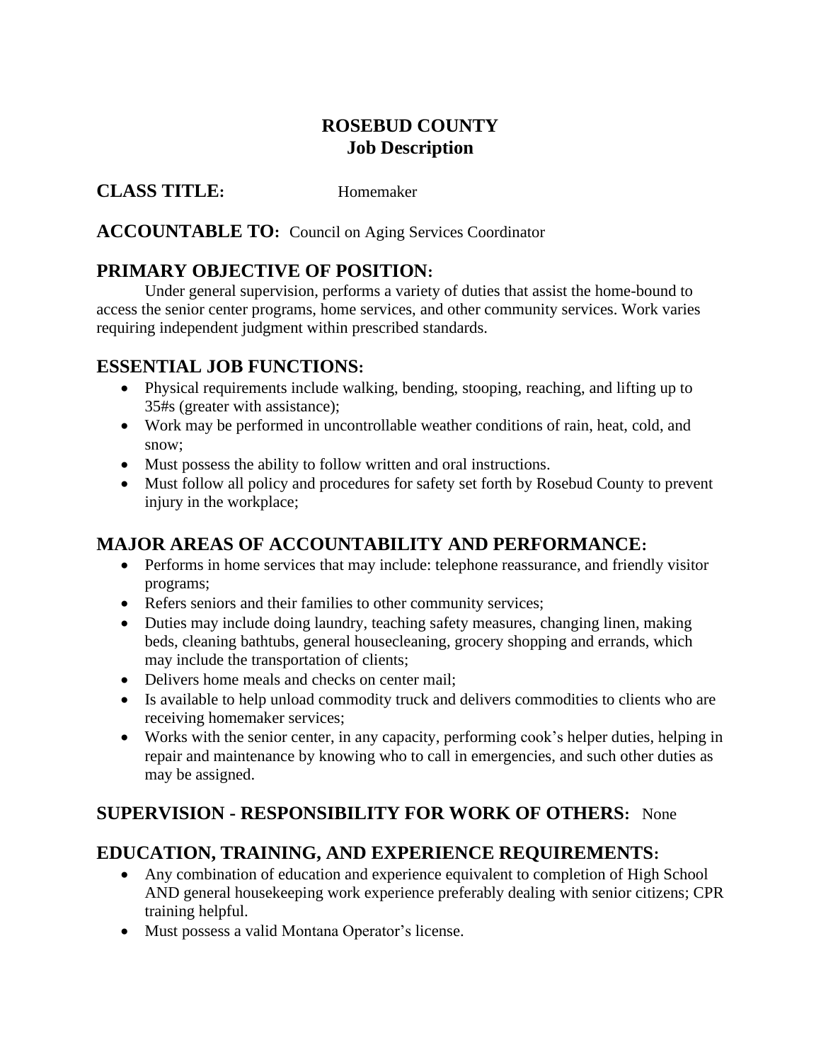# ROSEBUD COUNTY
## Job Description

**CLASS TITLE:** Homemaker

**ACCOUNTABLE TO:** Council on Aging Services Coordinator

## PRIMARY OBJECTIVE OF POSITION:

Under general supervision, performs a variety of duties that assist the home-bound to access the senior center programs, home services, and other community services. Work varies requiring independent judgment within prescribed standards.

## ESSENTIAL JOB FUNCTIONS:

- Physical requirements include walking, bending, stooping, reaching, and lifting up to 35#s (greater with assistance);
- Work may be performed in uncontrollable weather conditions of rain, heat, cold, and snow;
- Must possess the ability to follow written and oral instructions.
- Must follow all policy and procedures for safety set forth by Rosebud County to prevent injury in the workplace;

## MAJOR AREAS OF ACCOUNTABILITY AND PERFORMANCE:

- Performs in home services that may include: telephone reassurance, and friendly visitor programs;
- Refers seniors and their families to other community services;
- Duties may include doing laundry, teaching safety measures, changing linen, making beds, cleaning bathtubs, general housecleaning, grocery shopping and errands, which may include the transportation of clients;
- Delivers home meals and checks on center mail;
- Is available to help unload commodity truck and delivers commodities to clients who are receiving homemaker services;
- Works with the senior center, in any capacity, performing cook's helper duties, helping in repair and maintenance by knowing who to call in emergencies, and such other duties as may be assigned.

## SUPERVISION - RESPONSIBILITY FOR WORK OF OTHERS: None

## EDUCATION, TRAINING, AND EXPERIENCE REQUIREMENTS:

- Any combination of education and experience equivalent to completion of High School AND general housekeeping work experience preferably dealing with senior citizens; CPR training helpful.
- Must possess a valid Montana Operator's license.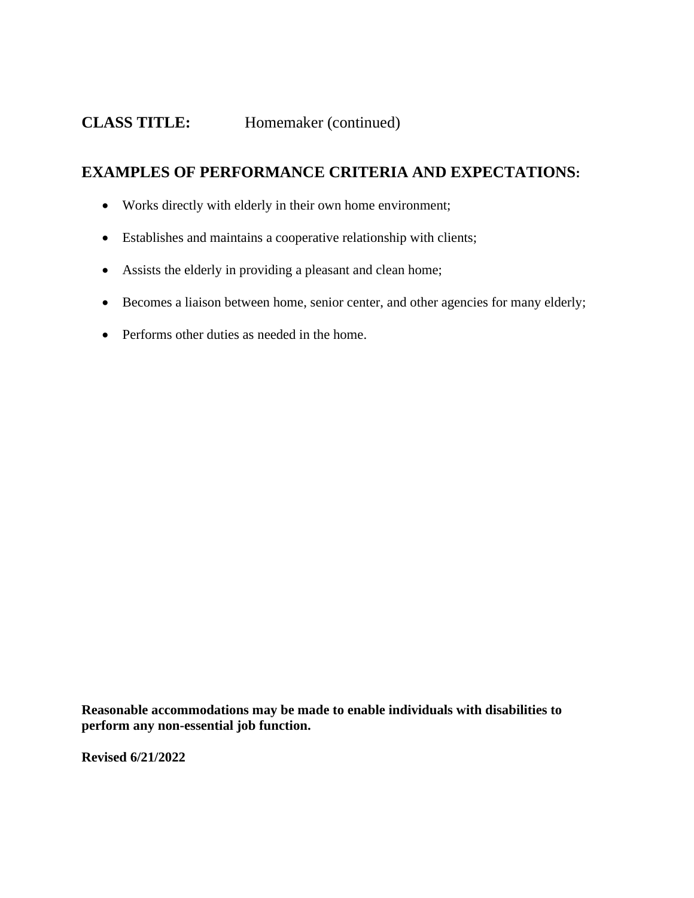**CLASS TITLE:** Homemaker (continued)

## EXAMPLES OF PERFORMANCE CRITERIA AND EXPECTATIONS:

- Works directly with elderly in their own home environment;
- Establishes and maintains a cooperative relationship with clients;
- Assists the elderly in providing a pleasant and clean home;
- Becomes a liaison between home, senior center, and other agencies for many elderly;
- Performs other duties as needed in the home.

**Reasonable accommodations may be made to enable individuals with disabilities to perform any non-essential job function.**

**Revised 6/21/2022**